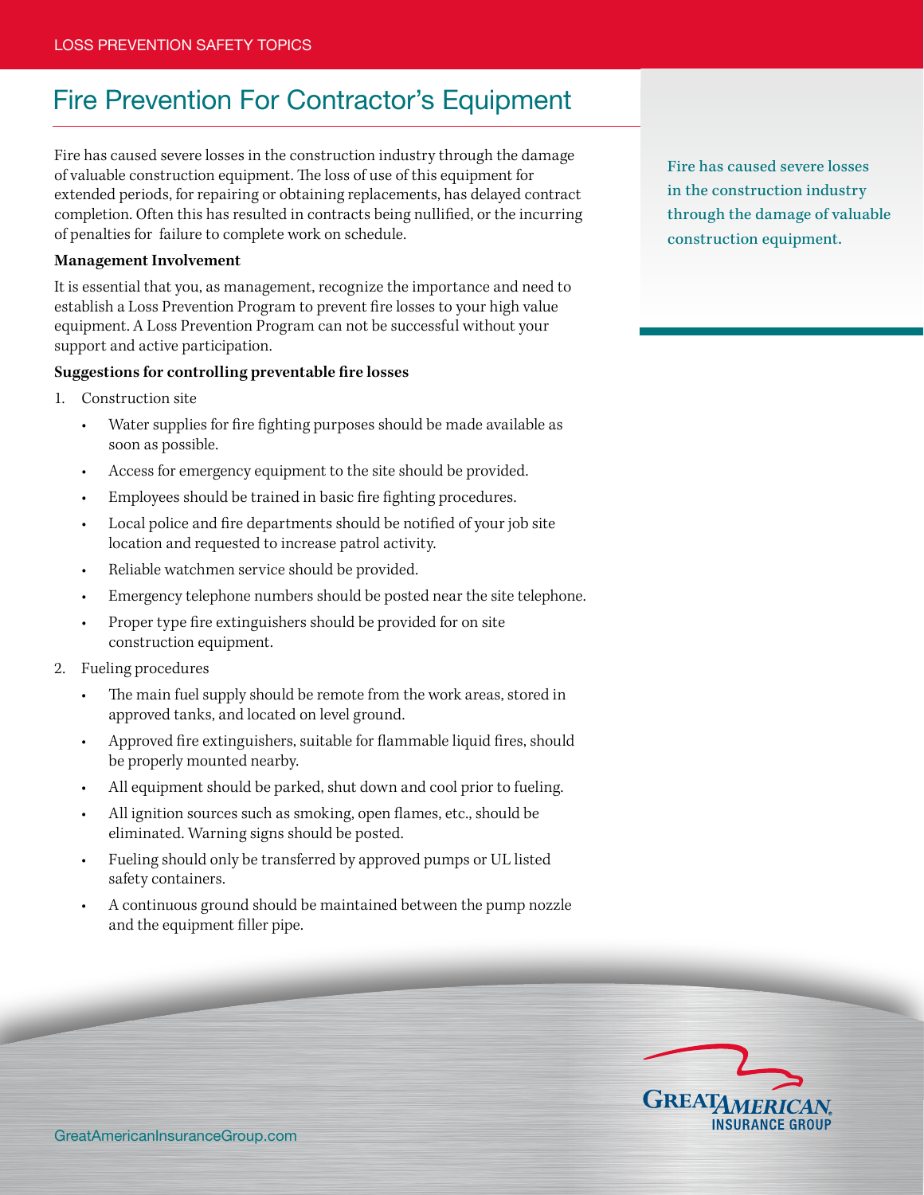# Fire Prevention For Contractor's Equipment

Fire has caused severe losses in the construction industry through the damage of valuable construction equipment. The loss of use of this equipment for extended periods, for repairing or obtaining replacements, has delayed contract completion. Often this has resulted in contracts being nullified, or the incurring of penalties for failure to complete work on schedule.

Fire has caused severe losses in the construction industry through the damage of valuable construction equipment.

**Management Involvement**

It is essential that you, as management, recognize the importance and need to establish a Loss Prevention Program to prevent fire losses to your high value equipment. A Loss Prevention Program can not be successful without your support and active participation.

**Suggestions for controlling preventable fire losses**

1. Construction site
   - Water supplies for fire fighting purposes should be made available as soon as possible.
   - Access for emergency equipment to the site should be provided.
   - Employees should be trained in basic fire fighting procedures.
   - Local police and fire departments should be notified of your job site location and requested to increase patrol activity.
   - Reliable watchmen service should be provided.
   - Emergency telephone numbers should be posted near the site telephone.
   - Proper type fire extinguishers should be provided for on site construction equipment.
2. Fueling procedures
   - The main fuel supply should be remote from the work areas, stored in approved tanks, and located on level ground.
   - Approved fire extinguishers, suitable for flammable liquid fires, should be properly mounted nearby.
   - All equipment should be parked, shut down and cool prior to fueling.
   - All ignition sources such as smoking, open flames, etc., should be eliminated. Warning signs should be posted.
   - Fueling should only be transferred by approved pumps or UL listed safety containers.
   - A continuous ground should be maintained between the pump nozzle and the equipment filler pipe.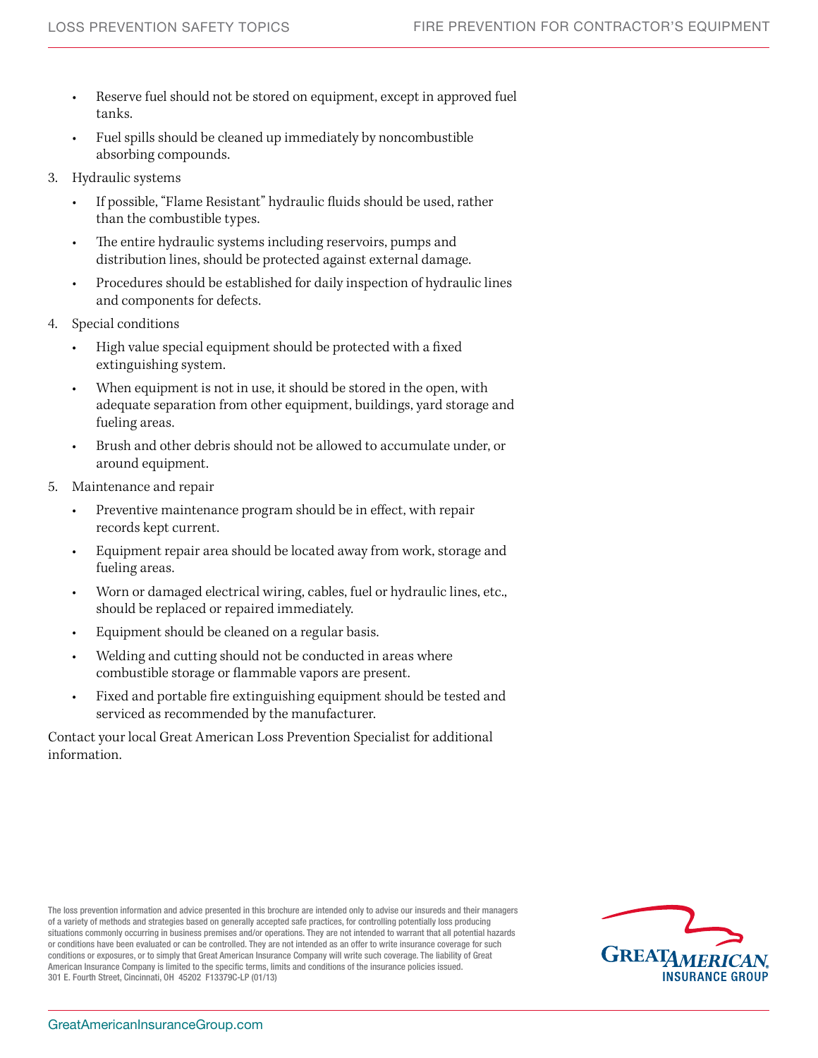- Reserve fuel should not be stored on equipment, except in approved fuel tanks.
- Fuel spills should be cleaned up immediately by noncombustible absorbing compounds.

3. Hydraulic systems
   - If possible, "Flame Resistant" hydraulic fluids should be used, rather than the combustible types.
   - The entire hydraulic systems including reservoirs, pumps and distribution lines, should be protected against external damage.
   - Procedures should be established for daily inspection of hydraulic lines and components for defects.
4. Special conditions
   - High value special equipment should be protected with a fixed extinguishing system.
   - When equipment is not in use, it should be stored in the open, with adequate separation from other equipment, buildings, yard storage and fueling areas.
   - Brush and other debris should not be allowed to accumulate under, or around equipment.
5. Maintenance and repair
   - Preventive maintenance program should be in effect, with repair records kept current.
   - Equipment repair area should be located away from work, storage and fueling areas.
   - Worn or damaged electrical wiring, cables, fuel or hydraulic lines, etc., should be replaced or repaired immediately.
   - Equipment should be cleaned on a regular basis.
   - Welding and cutting should not be conducted in areas where combustible storage or flammable vapors are present.
   - Fixed and portable fire extinguishing equipment should be tested and serviced as recommended by the manufacturer.

Contact your local Great American Loss Prevention Specialist for additional information.

The loss prevention information and advice presented in this brochure are intended only to advise our insureds and their managers of a variety of methods and strategies based on generally accepted safe practices, for controlling potentially loss producing situations commonly occurring in business premises and/or operations. They are not intended to warrant that all potential hazards or conditions have been evaluated or can be controlled. They are not intended as an offer to write insurance coverage for such conditions or exposures, or to simply that Great American Insurance Company will write such coverage. The liability of Great American Insurance Company is limited to the specific terms, limits and conditions of the insurance policies issued.
301 E. Fourth Street, Cincinnati, OH 45202 F13379C-LP (01/13)

GREAT AMERICAN INSURANCE GROUP

GreatAmericanInsuranceGroup.com